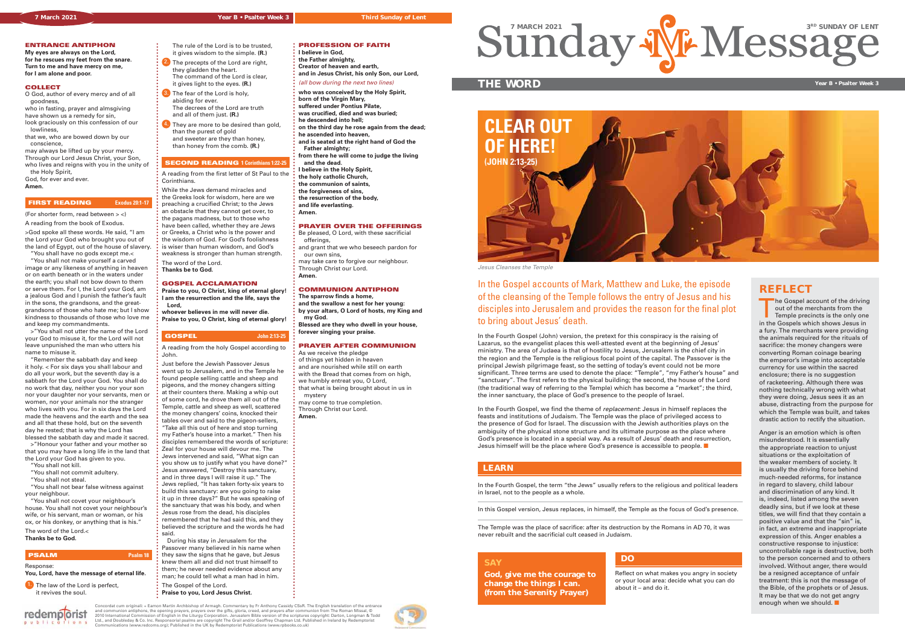## ENTRANCE ANTIPHON

**My eyes are always on the Lord, for he rescues my feet from the snare. Turn to me and have mercy on me, for I am alone and poor.**

## COLLECT

O God, author of every mercy and of all goodness,
who in fasting, prayer and almsgiving have shown us a remedy for sin,
look graciously on this confession of our lowliness,
that we, who are bowed down by our conscience,
may always be lifted up by your mercy.
Through our Lord Jesus Christ, your Son,
who lives and reigns with you in the unity of the Holy Spirit,
God, for ever and ever.
**Amen.**

## FIRST READING — Exodus 20:1-17

(For shorter form, read between > <)

A reading from the book of Exodus.

>God spoke all these words. He said, "I am the Lord your God who brought you out of the land of Egypt, out of the house of slavery.

"You shall have no gods except me.<

"You shall not make yourself a carved image or any likeness of anything in heaven or on earth beneath or in the waters under the earth; you shall not bow down to them or serve them. For I, the Lord your God, am a jealous God and I punish the father's fault in the sons, the grandsons, and the great-grandsons of those who hate me; but I show kindness to thousands of those who love me and keep my commandments.

>"You shall not utter the name of the Lord your God to misuse it, for the Lord will not leave unpunished the man who utters his name to misuse it.

"Remember the sabbath day and keep it holy. < For six days you shall labour and do all your work, but the seventh day is a sabbath for the Lord your God. You shall do no work that day, neither you nor your son nor your daughter nor your servants, men or women, nor your animals nor the stranger who lives with you. For in six days the Lord made the heavens and the earth and the sea and all that these hold, but on the seventh day he rested; that is why the Lord has blessed the sabbath day and made it sacred.

>"Honour your father and your mother so that you may have a long life in the land that the Lord your God has given to you.

"You shall not kill.

"You shall not commit adultery.

"You shall not steal.

"You shall not bear false witness against your neighbour.

"You shall not covet your neighbour's house. You shall not covet your neighbour's wife, or his servant, man or woman, or his ox, or his donkey, or anything that is his."

The word of the Lord.<
**Thanks be to God.**

## PSALM — Psalm 18

Response:
**You, Lord, have the message of eternal life.**

1. The law of the Lord is perfect,
it revives the soul.
The rule of the Lord is to be trusted,
it gives wisdom to the simple. **(R.)**

2. The precepts of the Lord are right,
they gladden the heart.
The command of the Lord is clear,
it gives light to the eyes. **(R.)**

3. The fear of the Lord is holy,
abiding for ever.
The decrees of the Lord are truth
and all of them just. **(R.)**

4. They are more to be desired than gold,
than the purest of gold
and sweeter are they than honey,
than honey from the comb. **(R.)**

## SECOND READING — 1 Corinthians 1:22-25

A reading from the first letter of St Paul to the Corinthians.

While the Jews demand miracles and the Greeks look for wisdom, here are we preaching a crucified Christ; to the Jews an obstacle that they cannot get over, to the pagans madness, but to those who have been called, whether they are Jews or Greeks, a Christ who is the power and the wisdom of God. For God's foolishness is wiser than human wisdom, and God's weakness is stronger than human strength.

The word of the Lord.
**Thanks be to God.**

## GOSPEL ACCLAMATION

**Praise to you, O Christ, king of eternal glory!
I am the resurrection and the life, says the Lord,
whoever believes in me will never die.
Praise to you, O Christ, king of eternal glory!**

## GOSPEL — John 2:13-25

A reading from the holy Gospel according to John.

Just before the Jewish Passover Jesus went up to Jerusalem, and in the Temple he found people selling cattle and sheep and pigeons, and the money changers sitting at their counters there. Making a whip out of some cord, he drove them all out of the Temple, cattle and sheep as well, scattered the money changers' coins, knocked their tables over and said to the pigeon-sellers, "Take all this out of here and stop turning my Father's house into a market." Then his disciples remembered the words of scripture: Zeal for your house will devour me. The Jews intervened and said, "What sign can you show us to justify what you have done?" Jesus answered, "Destroy this sanctuary, and in three days I will raise it up." The Jews replied, "It has taken forty-six years to build this sanctuary: are you going to raise it up in three days?" But he was speaking of the sanctuary that was his body, and when Jesus rose from the dead, his disciples remembered that he had said this, and they believed the scripture and the words he had said.

During his stay in Jerusalem for the Passover many believed in his name when they saw the signs that he gave, but Jesus knew them all and did not trust himself to them; he never needed evidence about any man; he could tell what a man had in him.

The Gospel of the Lord.
**Praise to you, Lord Jesus Christ.**

## PROFESSION OF FAITH

**I believe in God,
the Father almighty,
Creator of heaven and earth,
and in Jesus Christ, his only Son, our Lord,**
*(all bow during the next two lines)*
**who was conceived by the Holy Spirit,
born of the Virgin Mary,
suffered under Pontius Pilate,
was crucified, died and was buried;
he descended into hell;
on the third day he rose again from the dead;
he ascended into heaven,
and is seated at the right hand of God the Father almighty;
from there he will come to judge the living and the dead.
I believe in the Holy Spirit,
the holy catholic Church,
the communion of saints,
the forgiveness of sins,
the resurrection of the body,
and life everlasting.
Amen.**

## PRAYER OVER THE OFFERINGS

Be pleased, O Lord, with these sacrificial offerings,
and grant that we who beseech pardon for our own sins,
may take care to forgive our neighbour.
Through Christ our Lord.
**Amen.**

## COMMUNION ANTIPHON

**The sparrow finds a home,
and the swallow a nest for her young:
by your altars, O Lord of hosts, my King and my God.
Blessed are they who dwell in your house, forever singing your praise.**

## PRAYER AFTER COMMUNION

As we receive the pledge
of things yet hidden in heaven
and are nourished while still on earth
with the Bread that comes from on high,
we humbly entreat you, O Lord,
that what is being brought about in us in mystery
may come to true completion.
Through Christ our Lord.
**Amen.**

Concordat cum originali: + Eamon Martin Archbishop of Armagh. Commentary by Fr Anthony Cassidy CSsR. The English translation of the entrance and communion antiphons, the opening prayers, prayer over the gifts, gloria, creed, and prayers after communion from The Roman Missal, © 2010 International Commission of English in the Liturgy Corporation. Jerusalem Bible version of the scriptures copyright: Darton, Longman & Todd Ltd., and Doubleday & Co. Inc. Responsorial psalms are copyright The Grail and/or Geoffrey Chapman Ltd. Published in Ireland by Redemptorist Communications (www.redcoms.org); Published in the UK by Redemptorist Publications (www.rpbooks.co.uk)

# Sunday Message

7 MARCH 2021 — 3RD SUNDAY OF LENT

## THE WORD

Year B • Psalter Week 3

### CLEAR OUT OF HERE! (JOHN 2:13-25)

*Jesus Cleanses the Temple*

In the Gospel accounts of Mark, Matthew and Luke, the episode of the cleansing of the Temple follows the entry of Jesus and his disciples into Jerusalem and provides the reason for the final plot to bring about Jesus' death.

In the Fourth Gospel (John) version, the pretext for this conspiracy is the raising of Lazarus, so the evangelist places this well-attested event at the beginning of Jesus' ministry. The area of Judaea is that of hostility to Jesus, Jerusalem is the chief city in the region and the Temple is the religious focal point of the capital. The Passover is the principal Jewish pilgrimage feast, so the setting of today's event could not be more significant. Three terms are used to denote the place: "Temple", "my Father's house" and "sanctuary". The first refers to the physical building; the second, the house of the Lord (the traditional way of referring to the Temple) which has become a "market"; the third, the inner sanctuary, the place of God's presence to the people of Israel.

In the Fourth Gospel, we find the theme of *replacement*: Jesus in himself replaces the feasts and institutions of Judaism. The Temple was the place of privileged access to the presence of God for Israel. The discussion with the Jewish authorities plays on the ambiguity of the physical stone structure and its ultimate purpose as the place where God's presence is located in a special way. As a result of Jesus' death and resurrection, Jesus himself will be the place where God's presence is accessible to people.

## LEARN

In the Fourth Gospel, the term "the Jews" usually refers to the religious and political leaders in Israel, not to the people as a whole.

In this Gospel version, Jesus replaces, in himself, the Temple as the focus of God's presence.

The Temple was the place of sacrifice: after its destruction by the Romans in AD 70, it was never rebuilt and the sacrificial cult ceased in Judaism.

## SAY

**God, give me the courage to change the things I can. (from the Serenity Prayer)**

## DO

Reflect on what makes you angry in society or your local area: decide what you can do about it – and do it.

## REFLECT

The Gospel account of the driving out of the merchants from the Temple precincts is the only one in the Gospels which shows Jesus in a fury. The merchants were providing the animals required for the rituals of sacrifice: the money changers were converting Roman coinage bearing the emperor's image into acceptable currency for use within the sacred enclosure; there is no suggestion of racketeering. Although there was nothing technically wrong with what they were doing, Jesus sees it as an abuse, distracting from the purpose for which the Temple was built, and takes drastic action to rectify the situation.

Anger is an emotion which is often misunderstood. It is essentially the appropriate reaction to unjust situations or the exploitation of the weaker members of society. It is usually the driving force behind much-needed reforms, for instance in regard to slavery, child labour and discrimination of any kind. It is, indeed, listed among the seven deadly sins, but if we look at these titles, we will find that they contain a positive value and that the "sin" is, in fact, an extreme and inappropriate expression of this. Anger enables a constructive response to injustice: uncontrollable rage is destructive, both to the person concerned and to others involved. Without anger, there would be a resigned acceptance of unfair treatment: this is not the message of the Bible, of the prophets or of Jesus. It may be that we do not get angry enough when we should.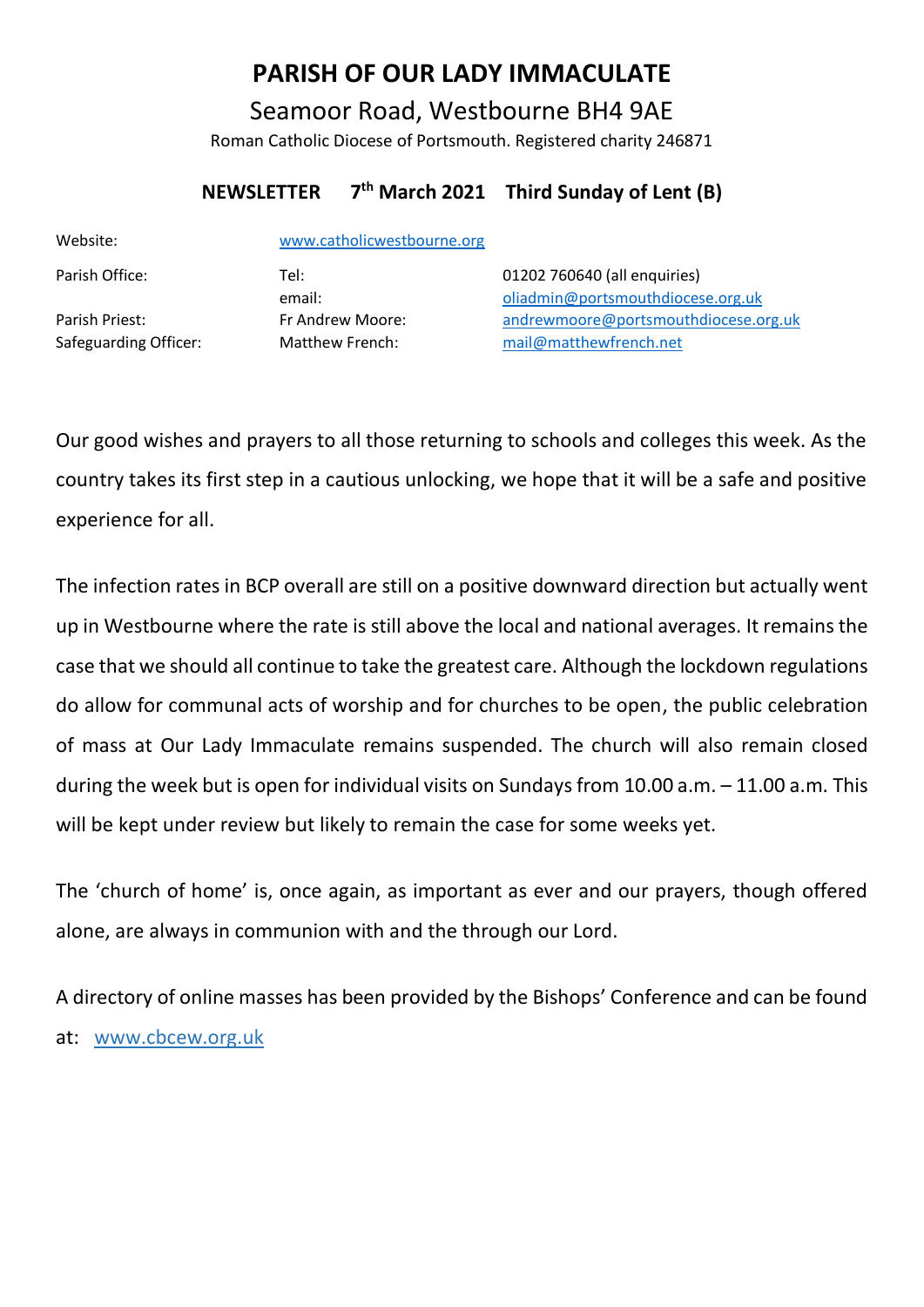# PARISH OF OUR LADY IMMACULATE

## Seamoor Road, Westbourne BH4 9AE

Roman Catholic Diocese of Portsmouth. Registered charity 246871

**NEWSLETTER 7th March 2021 Third Sunday of Lent (B)**

| | | |
|---|---|---|
| Website: | www.catholicwestbourne.org | |
| Parish Office: | Tel: | 01202 760640 (all enquiries) |
| | email: | oliadmin@portsmouthdiocese.org.uk |
| Parish Priest: | Fr Andrew Moore: | andrewmoore@portsmouthdiocese.org.uk |
| Safeguarding Officer: | Matthew French: | mail@matthewfrench.net |

Our good wishes and prayers to all those returning to schools and colleges this week. As the country takes its first step in a cautious unlocking, we hope that it will be a safe and positive experience for all.

The infection rates in BCP overall are still on a positive downward direction but actually went up in Westbourne where the rate is still above the local and national averages. It remains the case that we should all continue to take the greatest care. Although the lockdown regulations do allow for communal acts of worship and for churches to be open, the public celebration of mass at Our Lady Immaculate remains suspended. The church will also remain closed during the week but is open for individual visits on Sundays from 10.00 a.m. – 11.00 a.m. This will be kept under review but likely to remain the case for some weeks yet.

The 'church of home' is, once again, as important as ever and our prayers, though offered alone, are always in communion with and the through our Lord.

A directory of online masses has been provided by the Bishops' Conference and can be found at: www.cbcew.org.uk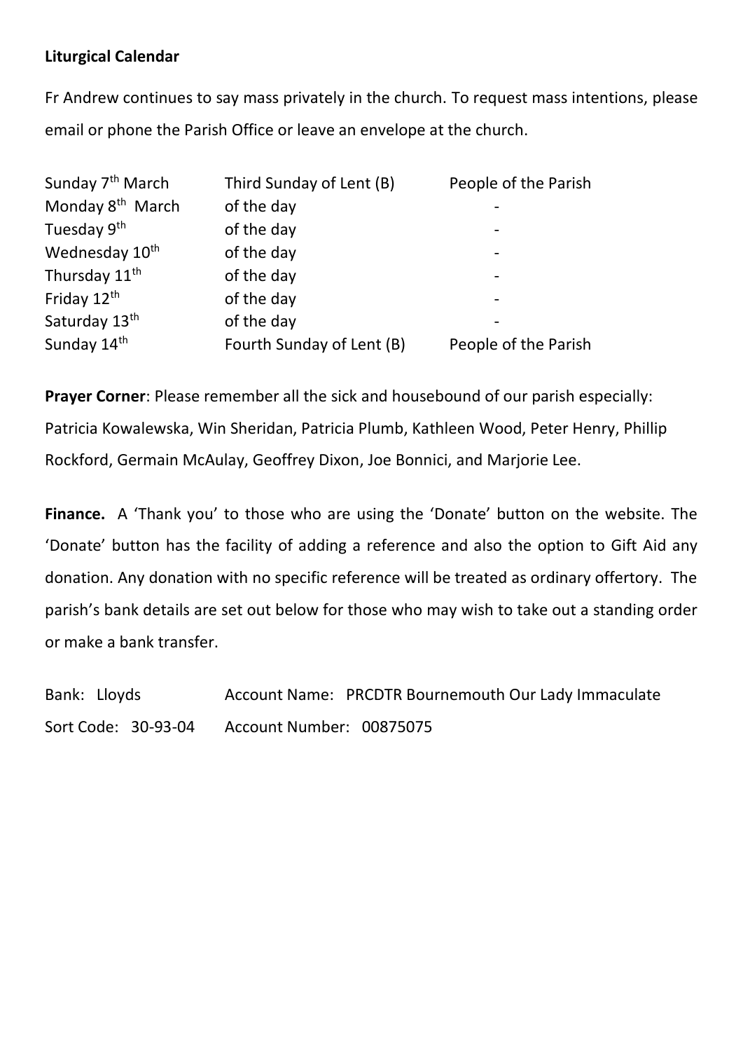**Liturgical Calendar**

Fr Andrew continues to say mass privately in the church. To request mass intentions, please email or phone the Parish Office or leave an envelope at the church.

| | | |
|---|---|---|
| Sunday 7th March | Third Sunday of Lent (B) | People of the Parish |
| Monday 8th March | of the day | - |
| Tuesday 9th | of the day | - |
| Wednesday 10th | of the day | - |
| Thursday 11th | of the day | - |
| Friday 12th | of the day | - |
| Saturday 13th | of the day | - |
| Sunday 14th | Fourth Sunday of Lent (B) | People of the Parish |

**Prayer Corner**: Please remember all the sick and housebound of our parish especially: Patricia Kowalewska, Win Sheridan, Patricia Plumb, Kathleen Wood, Peter Henry, Phillip Rockford, Germain McAulay, Geoffrey Dixon, Joe Bonnici, and Marjorie Lee.

**Finance.** A 'Thank you' to those who are using the 'Donate' button on the website. The 'Donate' button has the facility of adding a reference and also the option to Gift Aid any donation. Any donation with no specific reference will be treated as ordinary offertory. The parish's bank details are set out below for those who may wish to take out a standing order or make a bank transfer.

Bank: Lloyds &nbsp;&nbsp;&nbsp;&nbsp; Account Name: PRCDTR Bournemouth Our Lady Immaculate

Sort Code: 30-93-04 &nbsp;&nbsp;&nbsp;&nbsp; Account Number: 00875075